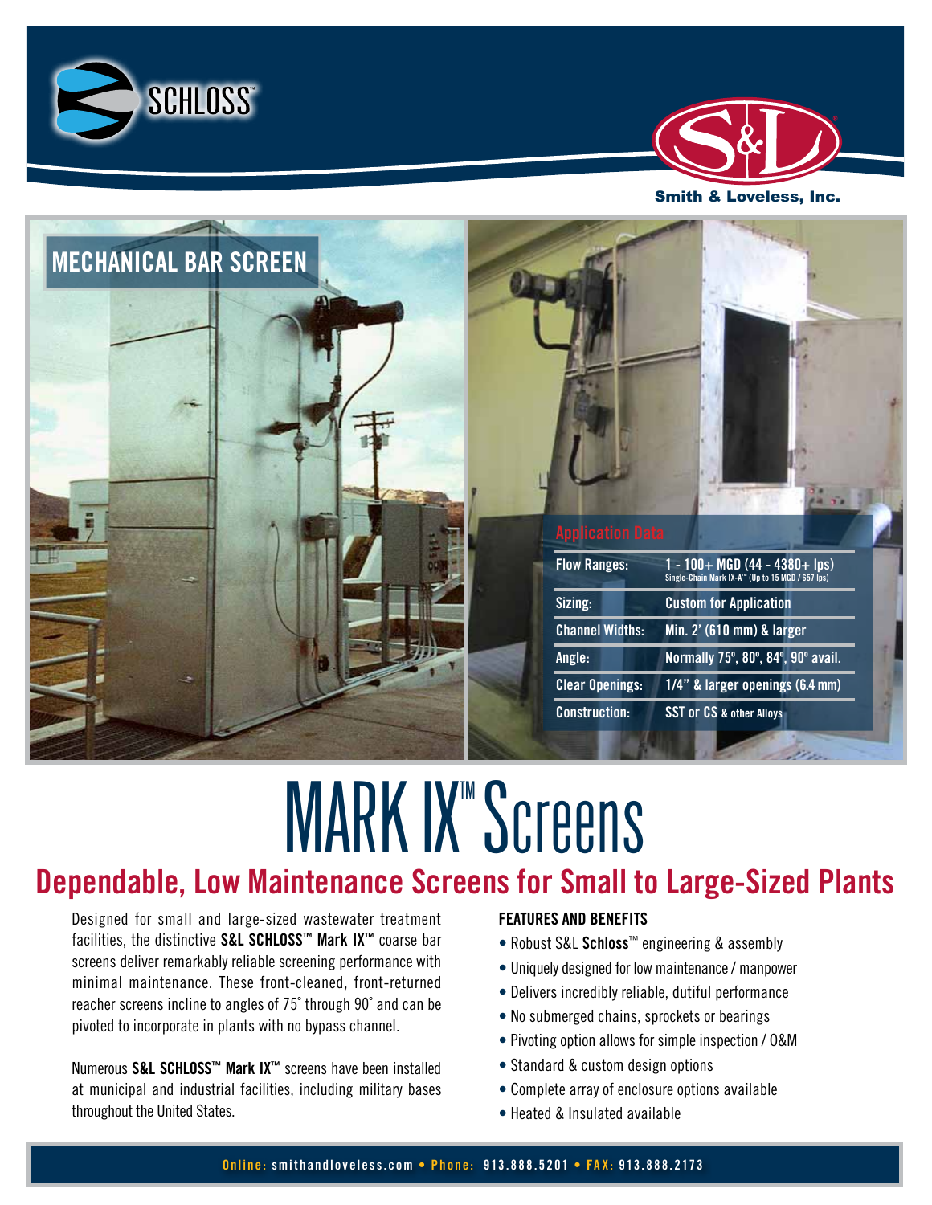SCHLOSS™

Smith & Loveless, Inc.

## MECHANICAL BAR SCREEN

### Application Data

| | |
|---|---|
| Flow Ranges: | 1 - 100+ MGD (44 - 4380+ lps) Single-Chain Mark IX-A™ (Up to 15 MGD / 657 lps) |
| Sizing: | Custom for Application |
| Channel Widths: | Min. 2' (610 mm) & larger |
| Angle: | Normally 75º, 80º, 84º, 90º avail. |
| Clear Openings: | 1/4" & larger openings (6.4 mm) |
| Construction: | SST or CS & other Alloys |

# MARK IX™ Screens

## Dependable, Low Maintenance Screens for Small to Large-Sized Plants

Designed for small and large-sized wastewater treatment facilities, the distinctive **S&L SCHLOSS™ Mark IX™** coarse bar screens deliver remarkably reliable screening performance with minimal maintenance. These front-cleaned, front-returned reacher screens incline to angles of 75˚ through 90˚ and can be pivoted to incorporate in plants with no bypass channel.

Numerous **S&L SCHLOSS™ Mark IX™** screens have been installed at municipal and industrial facilities, including military bases throughout the United States.

### FEATURES AND BENEFITS

- Robust S&L **Schloss**™ engineering & assembly
- Uniquely designed for low maintenance / manpower
- Delivers incredibly reliable, dutiful performance
- No submerged chains, sprockets or bearings
- Pivoting option allows for simple inspection / O&M
- Standard & custom design options
- Complete array of enclosure options available
- Heated & Insulated available

**Online:** smithandloveless.com • **Phone:** 913.888.5201 • **FAX:** 913.888.2173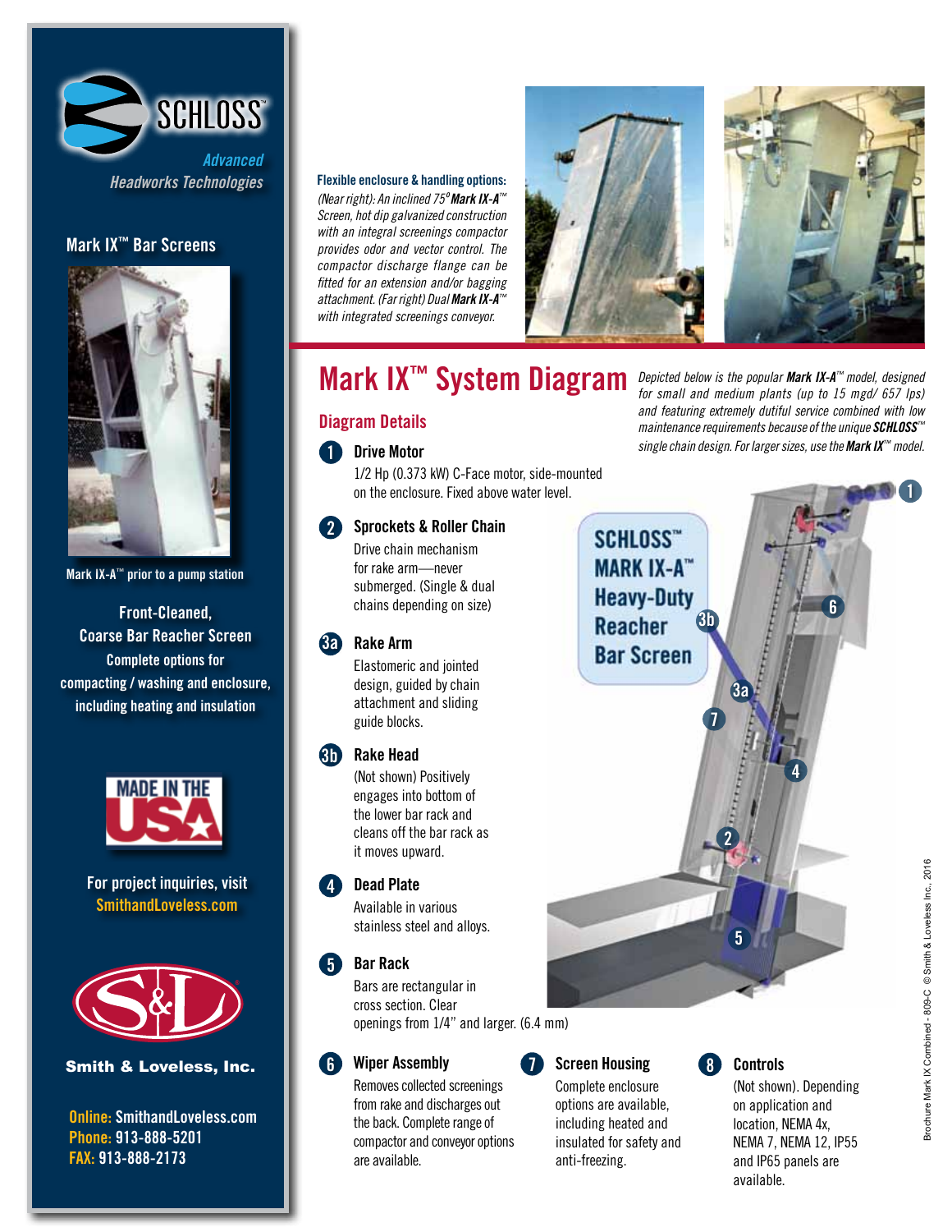SCHLOSS™

*Advanced Headworks Technologies*

## Mark IX™ Bar Screens

Mark IX-A™ prior to a pump station

**Front-Cleaned, Coarse Bar Reacher Screen**

**Complete options for compacting / washing and enclosure, including heating and insulation**

MADE IN THE USA

For project inquiries, visit SmithandLoveless.com

**Smith & Loveless, Inc.**

**Online:** SmithandLoveless.com
**Phone:** 913-888-5201
**FAX:** 913-888-2173

**Flexible enclosure & handling options:** *(Near right): An inclined 75° **Mark IX-A™** Screen, hot dip galvanized construction with an integral screenings compactor provides odor and vector control. The compactor discharge flange can be fitted for an extension and/or bagging attachment. (Far right) Dual **Mark IX-A™** with integrated screenings conveyor.*

# Mark IX™ System Diagram

*Depicted below is the popular **Mark IX-A™** model, designed for small and medium plants (up to 15 mgd/ 657 lps) and featuring extremely dutiful service combined with low maintenance requirements because of the unique **SCHLOSS™** single chain design. For larger sizes, use the **Mark IX™** model.*

## Diagram Details

**1 Drive Motor**
1/2 Hp (0.373 kW) C-Face motor, side-mounted on the enclosure. Fixed above water level.

**2 Sprockets & Roller Chain**
Drive chain mechanism for rake arm—never submerged. (Single & dual chains depending on size)

**3a Rake Arm**
Elastomeric and jointed design, guided by chain attachment and sliding guide blocks.

**3b Rake Head**
(Not shown) Positively engages into bottom of the lower bar rack and cleans off the bar rack as it moves upward.

**4 Dead Plate**
Available in various stainless steel and alloys.

**5 Bar Rack**
Bars are rectangular in cross section. Clear openings from 1/4" and larger. (6.4 mm)

**6 Wiper Assembly**
Removes collected screenings from rake and discharges out the back. Complete range of compactor and conveyor options are available.

**7 Screen Housing**
Complete enclosure options are available, including heated and insulated for safety and anti-freezing.

**8 Controls**
(Not shown). Depending on application and location, NEMA 4x, NEMA 7, NEMA 12, IP55 and IP65 panels are available.

SCHLOSS™ MARK IX-A™ Heavy-Duty Reacher Bar Screen

1
6
3b
3a
7
4
2
5

Brochure Mark IX Combined - 809-C © Smith & Loveless Inc., 2016